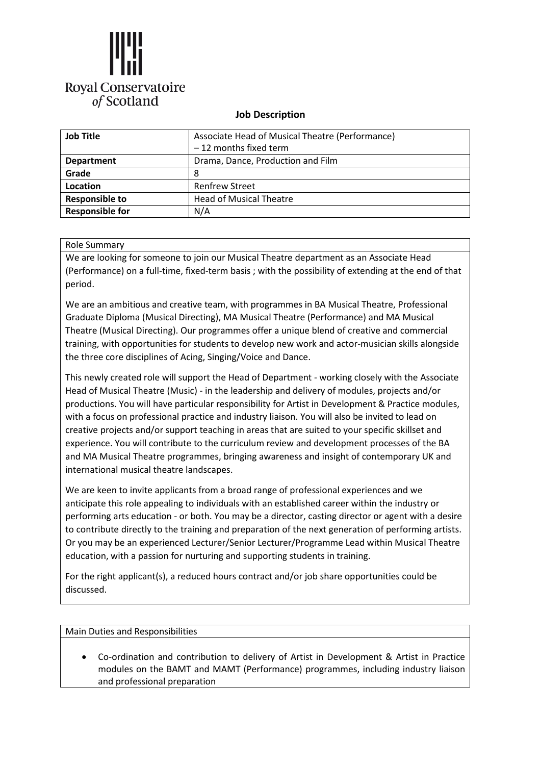Royal Conservatoire of Scotland

**Job Description**

| **Job Title** | Associate Head of Musical Theatre (Performance) – 12 months fixed term |
|---|---|
| **Department** | Drama, Dance, Production and Film |
| **Grade** | 8 |
| **Location** | Renfrew Street |
| **Responsible to** | Head of Musical Theatre |
| **Responsible for** | N/A |

Role Summary

We are looking for someone to join our Musical Theatre department as an Associate Head (Performance) on a full-time, fixed-term basis ; with the possibility of extending at the end of that period.

We are an ambitious and creative team, with programmes in BA Musical Theatre, Professional Graduate Diploma (Musical Directing), MA Musical Theatre (Performance) and MA Musical Theatre (Musical Directing). Our programmes offer a unique blend of creative and commercial training, with opportunities for students to develop new work and actor-musician skills alongside the three core disciplines of Acing, Singing/Voice and Dance.

This newly created role will support the Head of Department - working closely with the Associate Head of Musical Theatre (Music) - in the leadership and delivery of modules, projects and/or productions. You will have particular responsibility for Artist in Development & Practice modules, with a focus on professional practice and industry liaison. You will also be invited to lead on creative projects and/or support teaching in areas that are suited to your specific skillset and experience. You will contribute to the curriculum review and development processes of the BA and MA Musical Theatre programmes, bringing awareness and insight of contemporary UK and international musical theatre landscapes.

We are keen to invite applicants from a broad range of professional experiences and we anticipate this role appealing to individuals with an established career within the industry or performing arts education - or both. You may be a director, casting director or agent with a desire to contribute directly to the training and preparation of the next generation of performing artists. Or you may be an experienced Lecturer/Senior Lecturer/Programme Lead within Musical Theatre education, with a passion for nurturing and supporting students in training.

For the right applicant(s), a reduced hours contract and/or job share opportunities could be discussed.

Main Duties and Responsibilities

- Co-ordination and contribution to delivery of Artist in Development & Artist in Practice modules on the BAMT and MAMT (Performance) programmes, including industry liaison and professional preparation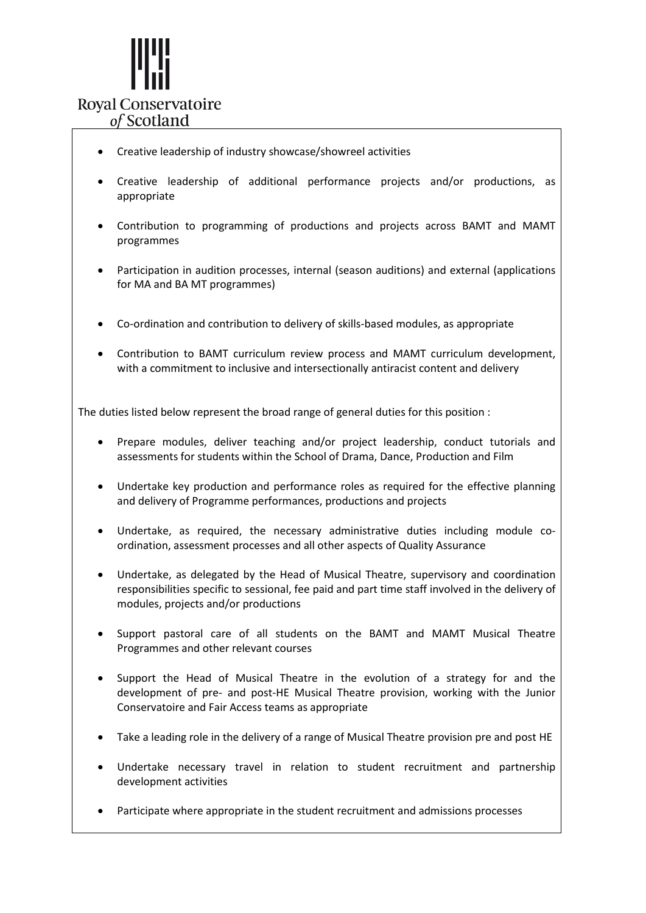- Creative leadership of industry showcase/showreel activities
- Creative leadership of additional performance projects and/or productions, as appropriate
- Contribution to programming of productions and projects across BAMT and MAMT programmes
- Participation in audition processes, internal (season auditions) and external (applications for MA and BA MT programmes)
- Co-ordination and contribution to delivery of skills-based modules, as appropriate
- Contribution to BAMT curriculum review process and MAMT curriculum development, with a commitment to inclusive and intersectionally antiracist content and delivery

The duties listed below represent the broad range of general duties for this position :

- Prepare modules, deliver teaching and/or project leadership, conduct tutorials and assessments for students within the School of Drama, Dance, Production and Film
- Undertake key production and performance roles as required for the effective planning and delivery of Programme performances, productions and projects
- Undertake, as required, the necessary administrative duties including module co-ordination, assessment processes and all other aspects of Quality Assurance
- Undertake, as delegated by the Head of Musical Theatre, supervisory and coordination responsibilities specific to sessional, fee paid and part time staff involved in the delivery of modules, projects and/or productions
- Support pastoral care of all students on the BAMT and MAMT Musical Theatre Programmes and other relevant courses
- Support the Head of Musical Theatre in the evolution of a strategy for and the development of pre- and post-HE Musical Theatre provision, working with the Junior Conservatoire and Fair Access teams as appropriate
- Take a leading role in the delivery of a range of Musical Theatre provision pre and post HE
- Undertake necessary travel in relation to student recruitment and partnership development activities
- Participate where appropriate in the student recruitment and admissions processes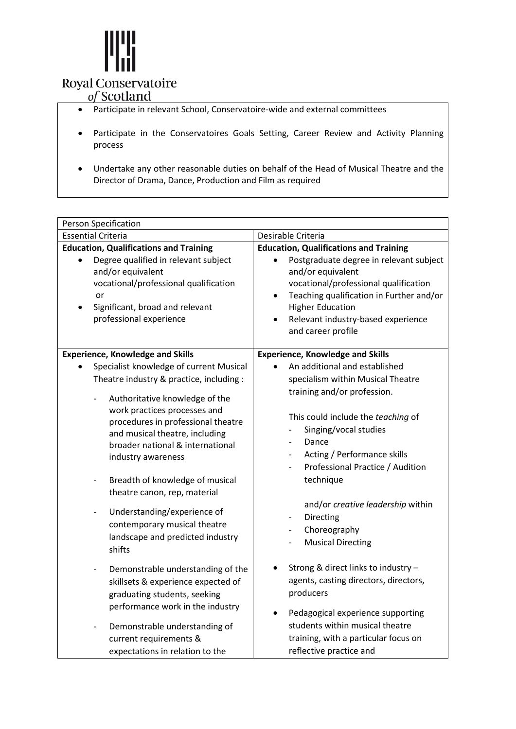- Participate in relevant School, Conservatoire-wide and external committees
- Participate in the Conservatoires Goals Setting, Career Review and Activity Planning process
- Undertake any other reasonable duties on behalf of the Head of Musical Theatre and the Director of Drama, Dance, Production and Film as required

| Person Specification | |
|---|---|
| Essential Criteria | Desirable Criteria |
| **Education, Qualifications and Training**<br>• Degree qualified in relevant subject and/or equivalent vocational/professional qualification<br>or<br>• Significant, broad and relevant professional experience | **Education, Qualifications and Training**<br>• Postgraduate degree in relevant subject and/or equivalent vocational/professional qualification<br>• Teaching qualification in Further and/or Higher Education<br>• Relevant industry-based experience and career profile |
| **Experience, Knowledge and Skills**<br>• Specialist knowledge of current Musical Theatre industry & practice, including :<br>- Authoritative knowledge of the work practices processes and procedures in professional theatre and musical theatre, including broader national & international industry awareness<br>- Breadth of knowledge of musical theatre canon, rep, material<br>- Understanding/experience of contemporary musical theatre landscape and predicted industry shifts<br>- Demonstrable understanding of the skillsets & experience expected of graduating students, seeking performance work in the industry<br>- Demonstrable understanding of current requirements & expectations in relation to the | **Experience, Knowledge and Skills**<br>• An additional and established specialism within Musical Theatre training and/or profession.<br>This could include the *teaching* of<br>- Singing/vocal studies<br>- Dance<br>- Acting / Performance skills<br>- Professional Practice / Audition technique<br>and/or *creative leadership* within<br>- Directing<br>- Choreography<br>- Musical Directing<br>• Strong & direct links to industry – agents, casting directors, directors, producers<br>• Pedagogical experience supporting students within musical theatre training, with a particular focus on reflective practice and |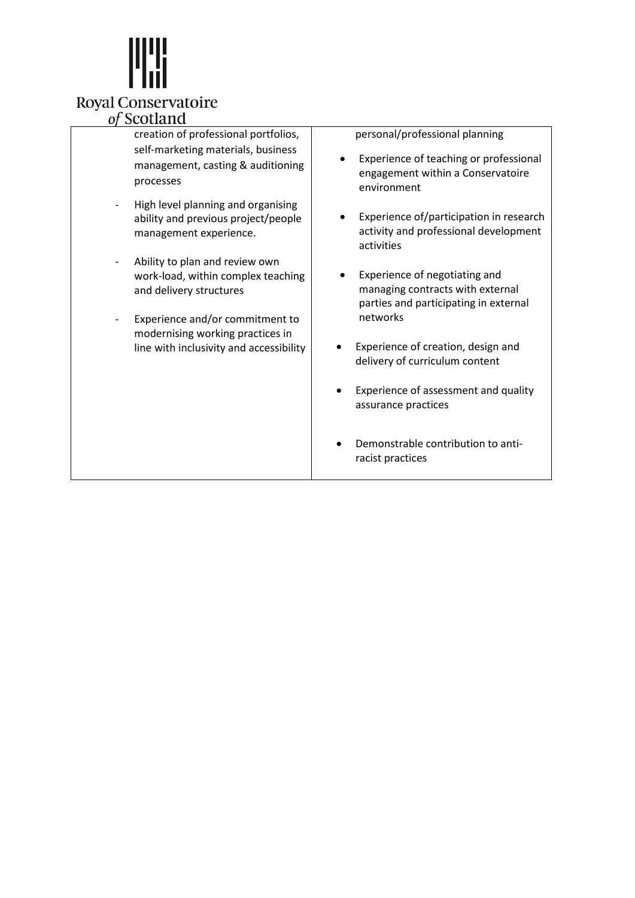| | |
|---|---|
| creation of professional portfolios, self-marketing materials, business management, casting & auditioning processes<br><br>- High level planning and organising ability and previous project/people management experience.<br><br>- Ability to plan and review own work-load, within complex teaching and delivery structures<br><br>- Experience and/or commitment to modernising working practices in line with inclusivity and accessibility | personal/professional planning<br><br>• Experience of teaching or professional engagement within a Conservatoire environment<br><br>• Experience of/participation in research activity and professional development activities<br><br>• Experience of negotiating and managing contracts with external parties and participating in external networks<br><br>• Experience of creation, design and delivery of curriculum content<br><br>• Experience of assessment and quality assurance practices<br><br>• Demonstrable contribution to anti-racist practices |